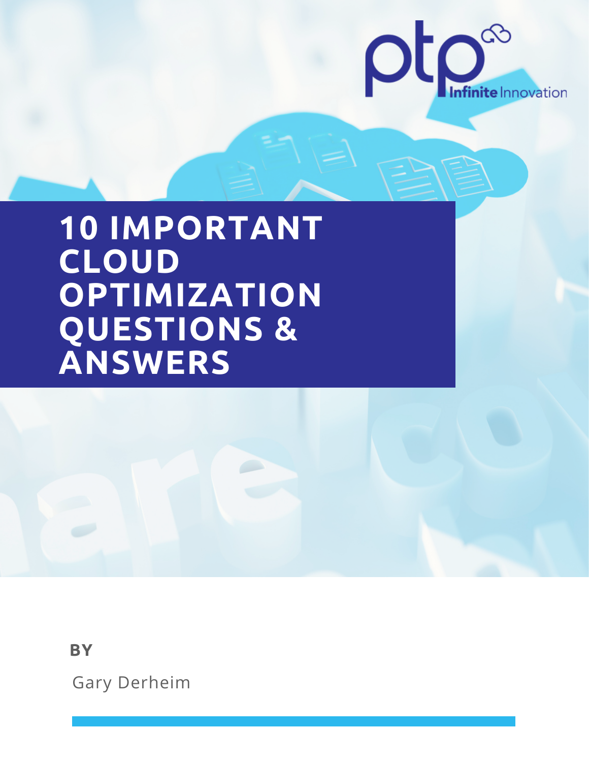ptp Infinite Innovation

# 10 IMPORTANT CLOUD OPTIMIZATION QUESTIONS & ANSWERS

**BY**

Gary Derheim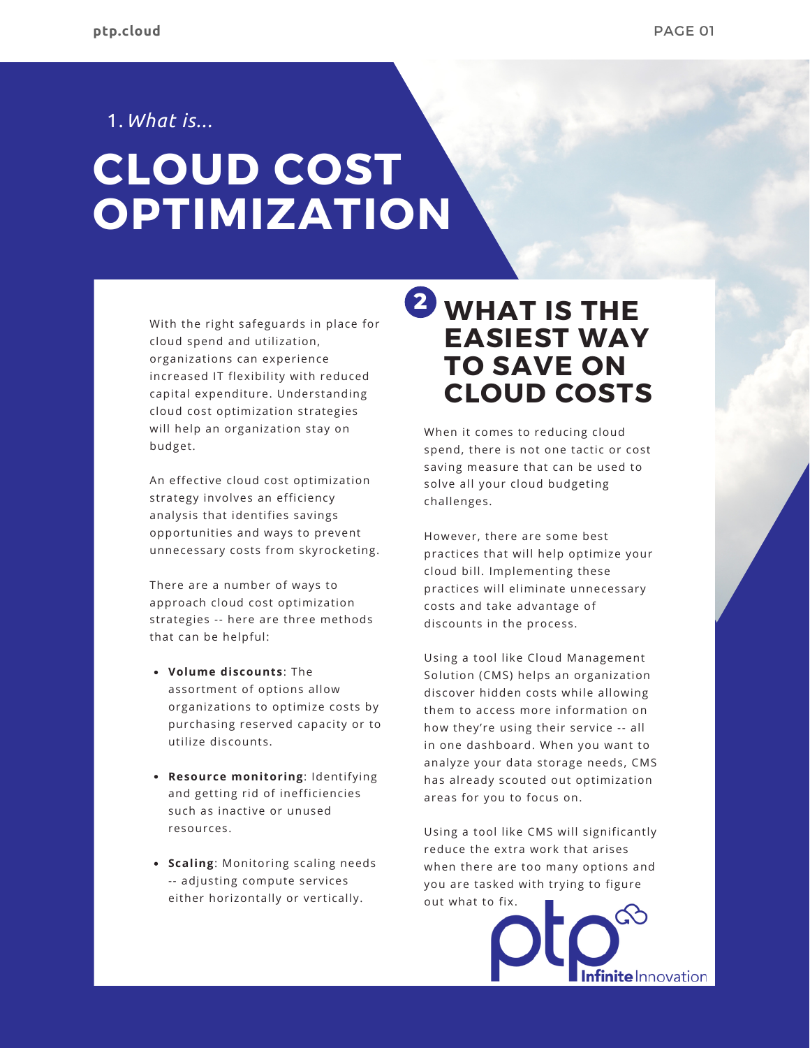1. *What is...*

# CLOUD COST OPTIMIZATION

With the right safeguards in place for cloud spend and utilization, organizations can experience increased IT flexibility with reduced capital expenditure. Understanding cloud cost optimization strategies will help an organization stay on budget.

An effective cloud cost optimization strategy involves an efficiency analysis that identifies savings opportunities and ways to prevent unnecessary costs from skyrocketing.

There are a number of ways to approach cloud cost optimization strategies -- here are three methods that can be helpful:

- **Volume discounts**: The assortment of options allow organizations to optimize costs by purchasing reserved capacity or to utilize discounts.
- **Resource monitoring**: Identifying and getting rid of inefficiencies such as inactive or unused resources.
- **Scaling**: Monitoring scaling needs -- adjusting compute services either horizontally or vertically.

## 2 WHAT IS THE EASIEST WAY TO SAVE ON CLOUD COSTS

When it comes to reducing cloud spend, there is not one tactic or cost saving measure that can be used to solve all your cloud budgeting challenges.

However, there are some best practices that will help optimize your cloud bill. Implementing these practices will eliminate unnecessary costs and take advantage of discounts in the process.

Using a tool like Cloud Management Solution (CMS) helps an organization discover hidden costs while allowing them to access more information on how they're using their service -- all in one dashboard. When you want to analyze your data storage needs, CMS has already scouted out optimization areas for you to focus on.

Using a tool like CMS will significantly reduce the extra work that arises when there are too many options and you are tasked with trying to figure out what to fix.

ptp Infinite Innovation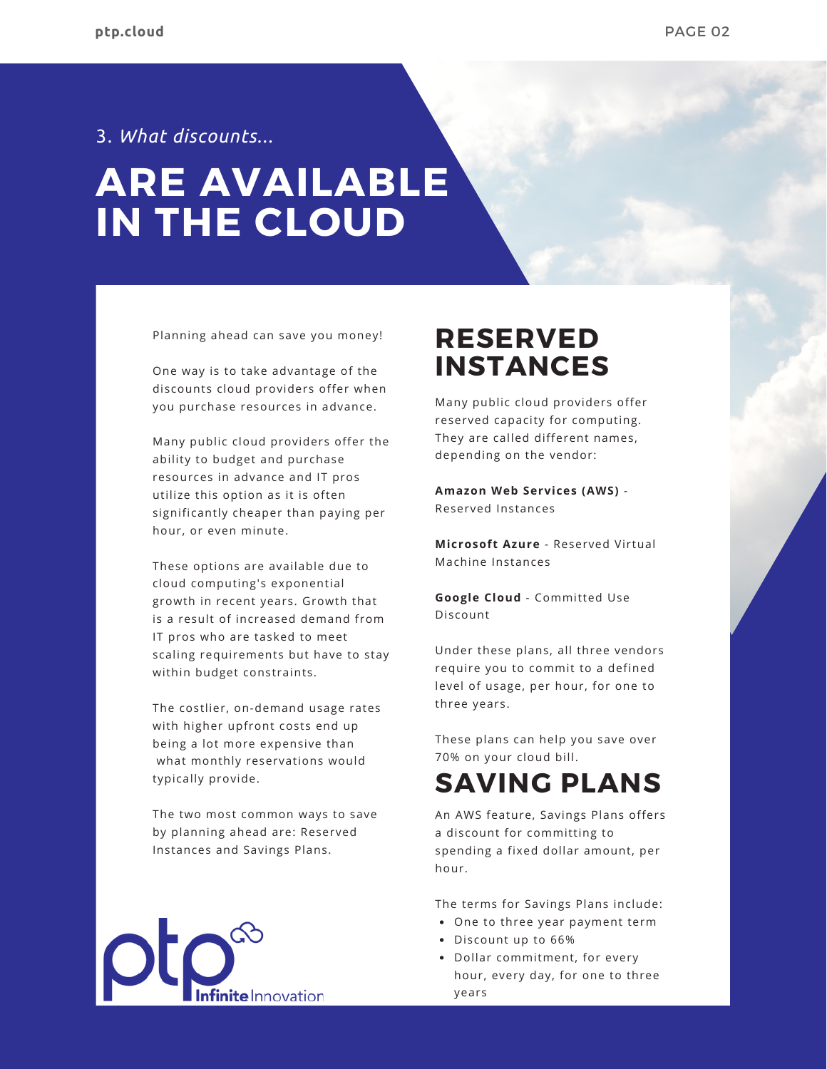3. *What discounts...*

# ARE AVAILABLE IN THE CLOUD

Planning ahead can save you money!

One way is to take advantage of the discounts cloud providers offer when you purchase resources in advance.

Many public cloud providers offer the ability to budget and purchase resources in advance and IT pros utilize this option as it is often significantly cheaper than paying per hour, or even minute.

These options are available due to cloud computing's exponential growth in recent years. Growth that is a result of increased demand from IT pros who are tasked to meet scaling requirements but have to stay within budget constraints.

The costlier, on-demand usage rates with higher upfront costs end up being a lot more expensive than what monthly reservations would typically provide.

The two most common ways to save by planning ahead are: Reserved Instances and Savings Plans.

## RESERVED INSTANCES

Many public cloud providers offer reserved capacity for computing. They are called different names, depending on the vendor:

**Amazon Web Services (AWS)** - Reserved Instances

**Microsoft Azure** - Reserved Virtual Machine Instances

**Google Cloud** - Committed Use Discount

Under these plans, all three vendors require you to commit to a defined level of usage, per hour, for one to three years.

These plans can help you save over 70% on your cloud bill.

## SAVING PLANS

An AWS feature, Savings Plans offers a discount for committing to spending a fixed dollar amount, per hour.

The terms for Savings Plans include:

- One to three year payment term
- Discount up to 66%
- Dollar commitment, for every hour, every day, for one to three years

ptp Infinite Innovation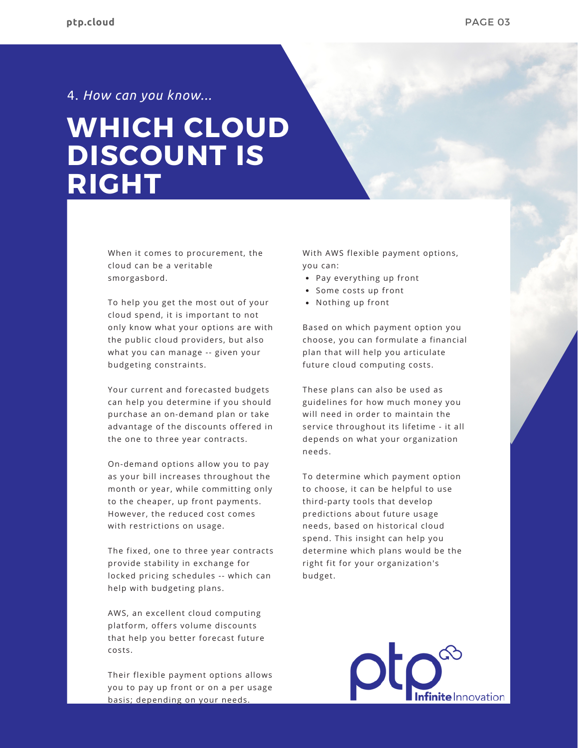4. *How can you know...*

# WHICH CLOUD DISCOUNT IS RIGHT

When it comes to procurement, the cloud can be a veritable smorgasbord.

To help you get the most out of your cloud spend, it is important to not only know what your options are with the public cloud providers, but also what you can manage -- given your budgeting constraints.

Your current and forecasted budgets can help you determine if you should purchase an on-demand plan or take advantage of the discounts offered in the one to three year contracts.

On-demand options allow you to pay as your bill increases throughout the month or year, while committing only to the cheaper, up front payments. However, the reduced cost comes with restrictions on usage.

The fixed, one to three year contracts provide stability in exchange for locked pricing schedules -- which can help with budgeting plans.

AWS, an excellent cloud computing platform, offers volume discounts that help you better forecast future costs.

Their flexible payment options allows you to pay up front or on a per usage basis; depending on your needs.

With AWS flexible payment options, you can:

- Pay everything up front
- Some costs up front
- Nothing up front

Based on which payment option you choose, you can formulate a financial plan that will help you articulate future cloud computing costs.

These plans can also be used as guidelines for how much money you will need in order to maintain the service throughout its lifetime - it all depends on what your organization needs.

To determine which payment option to choose, it can be helpful to use third-party tools that develop predictions about future usage needs, based on historical cloud spend. This insight can help you determine which plans would be the right fit for your organization's budget.

ptp Infinite Innovation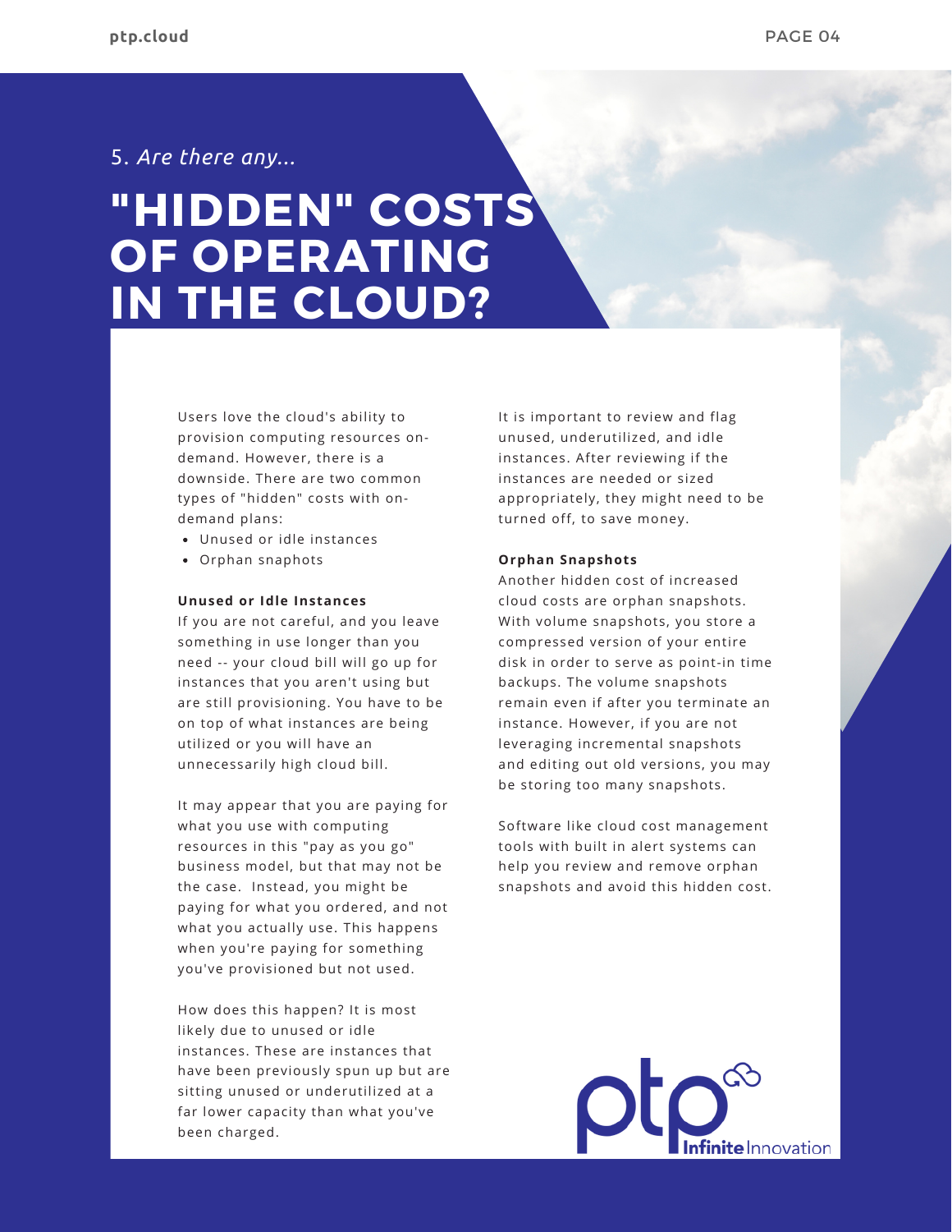5. *Are there any...*

# "HIDDEN" COSTS OF OPERATING IN THE CLOUD?

Users love the cloud's ability to provision computing resources on-demand. However, there is a downside. There are two common types of "hidden" costs with on-demand plans:

- Unused or idle instances
- Orphan snaphots

**Unused or Idle Instances**

If you are not careful, and you leave something in use longer than you need -- your cloud bill will go up for instances that you aren't using but are still provisioning. You have to be on top of what instances are being utilized or you will have an unnecessarily high cloud bill.

It may appear that you are paying for what you use with computing resources in this "pay as you go" business model, but that may not be the case. Instead, you might be paying for what you ordered, and not what you actually use. This happens when you're paying for something you've provisioned but not used.

How does this happen? It is most likely due to unused or idle instances. These are instances that have been previously spun up but are sitting unused or underutilized at a far lower capacity than what you've been charged.

It is important to review and flag unused, underutilized, and idle instances. After reviewing if the instances are needed or sized appropriately, they might need to be turned off, to save money.

**Orphan Snapshots**

Another hidden cost of increased cloud costs are orphan snapshots. With volume snapshots, you store a compressed version of your entire disk in order to serve as point-in time backups. The volume snapshots remain even if after you terminate an instance. However, if you are not leveraging incremental snapshots and editing out old versions, you may be storing too many snapshots.

Software like cloud cost management tools with built in alert systems can help you review and remove orphan snapshots and avoid this hidden cost.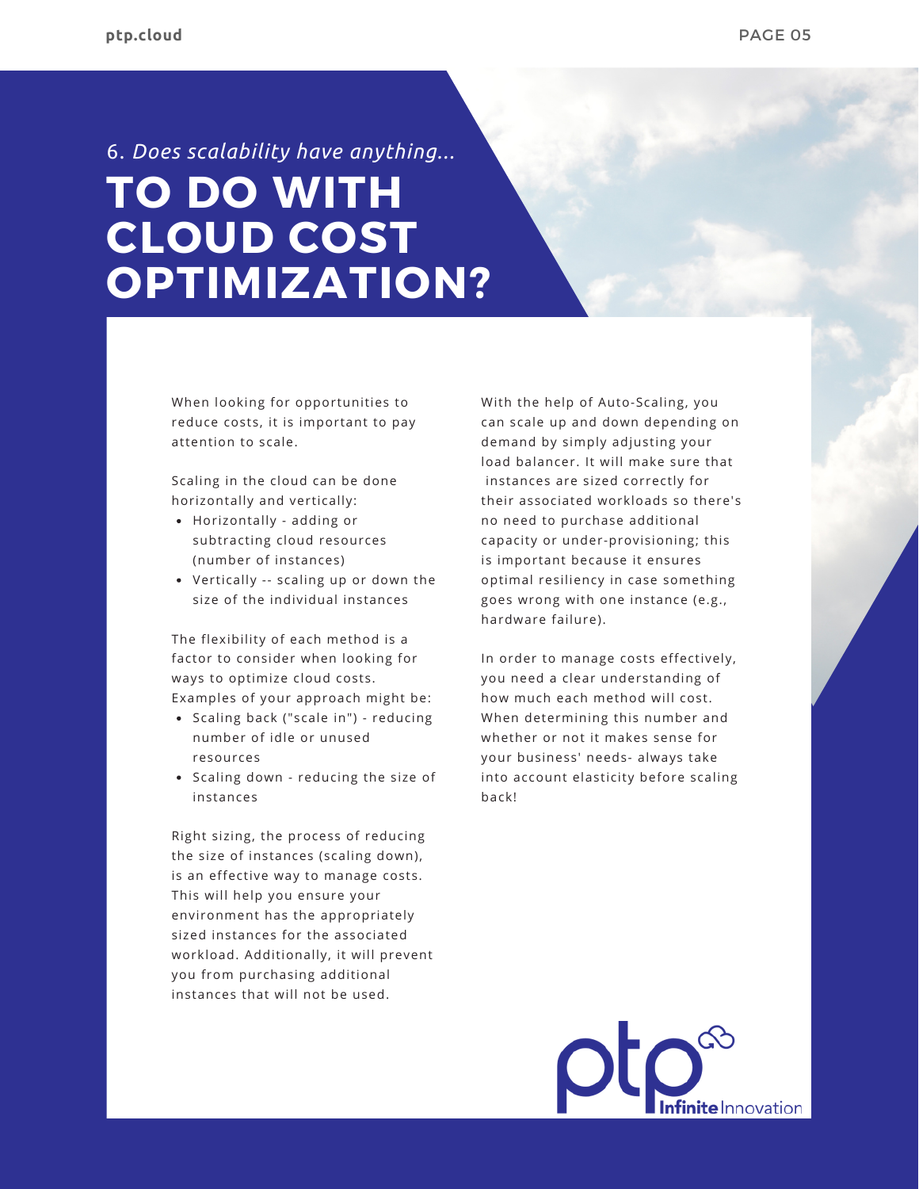## 6. *Does scalability have anything...*

# TO DO WITH CLOUD COST OPTIMIZATION?

When looking for opportunities to reduce costs, it is important to pay attention to scale.

Scaling in the cloud can be done horizontally and vertically:

- Horizontally - adding or subtracting cloud resources (number of instances)
- Vertically -- scaling up or down the size of the individual instances

The flexibility of each method is a factor to consider when looking for ways to optimize cloud costs. Examples of your approach might be:

- Scaling back ("scale in") - reducing number of idle or unused resources
- Scaling down - reducing the size of instances

Right sizing, the process of reducing the size of instances (scaling down), is an effective way to manage costs. This will help you ensure your environment has the appropriately sized instances for the associated workload. Additionally, it will prevent you from purchasing additional instances that will not be used.

With the help of Auto-Scaling, you can scale up and down depending on demand by simply adjusting your load balancer. It will make sure that instances are sized correctly for their associated workloads so there's no need to purchase additional capacity or under-provisioning; this is important because it ensures optimal resiliency in case something goes wrong with one instance (e.g., hardware failure).

In order to manage costs effectively, you need a clear understanding of how much each method will cost. When determining this number and whether or not it makes sense for your business' needs- always take into account elasticity before scaling back!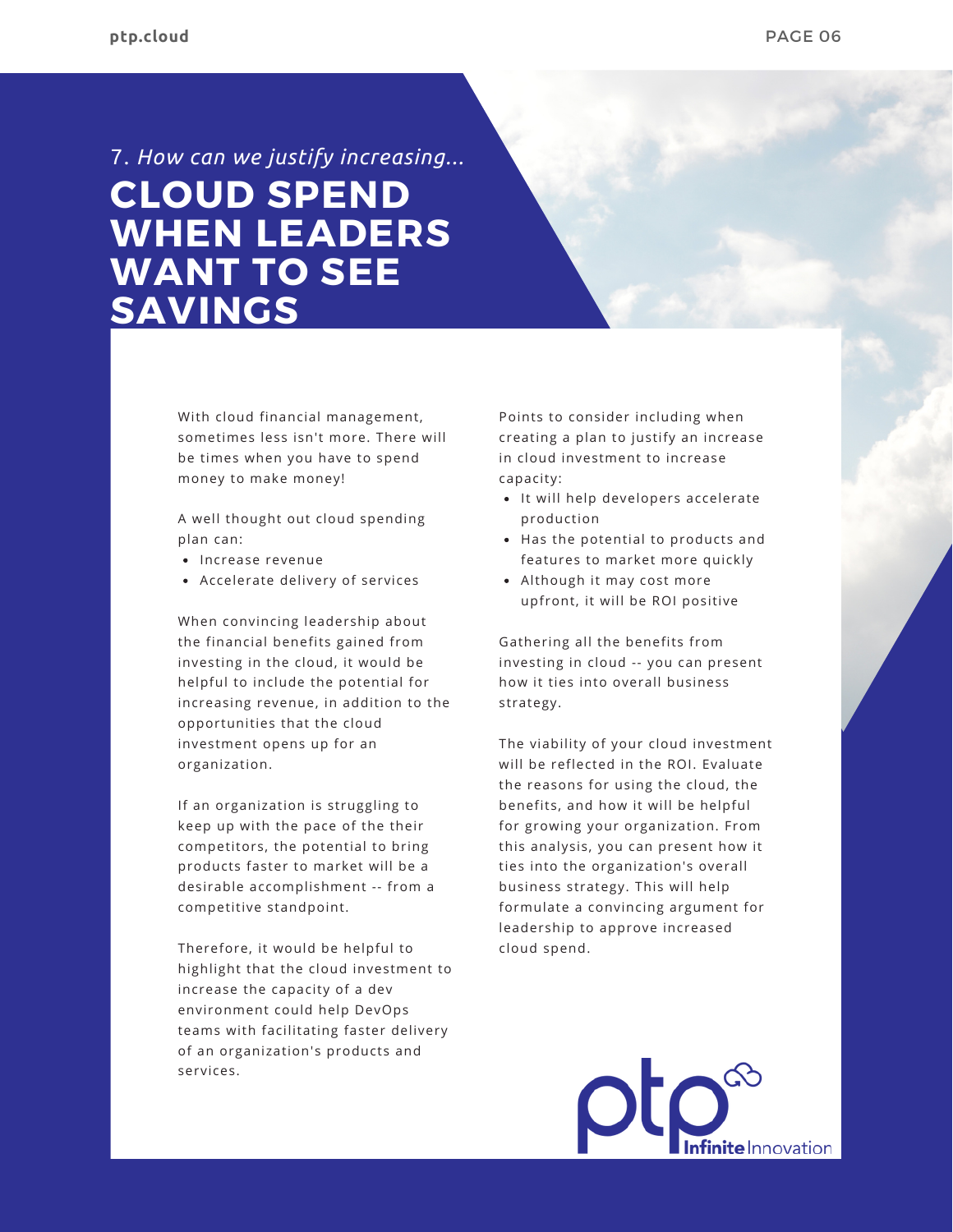*7. How can we justify increasing...*

# CLOUD SPEND WHEN LEADERS WANT TO SEE SAVINGS

With cloud financial management, sometimes less isn't more. There will be times when you have to spend money to make money!

A well thought out cloud spending plan can:

- Increase revenue
- Accelerate delivery of services

When convincing leadership about the financial benefits gained from investing in the cloud, it would be helpful to include the potential for increasing revenue, in addition to the opportunities that the cloud investment opens up for an organization.

If an organization is struggling to keep up with the pace of the their competitors, the potential to bring products faster to market will be a desirable accomplishment -- from a competitive standpoint.

Therefore, it would be helpful to highlight that the cloud investment to increase the capacity of a dev environment could help DevOps teams with facilitating faster delivery of an organization's products and services.

Points to consider including when creating a plan to justify an increase in cloud investment to increase capacity:

- It will help developers accelerate production
- Has the potential to products and features to market more quickly
- Although it may cost more upfront, it will be ROI positive

Gathering all the benefits from investing in cloud -- you can present how it ties into overall business strategy.

The viability of your cloud investment will be reflected in the ROI. Evaluate the reasons for using the cloud, the benefits, and how it will be helpful for growing your organization. From this analysis, you can present how it ties into the organization's overall business strategy. This will help formulate a convincing argument for leadership to approve increased cloud spend.

ptp Infinite Innovation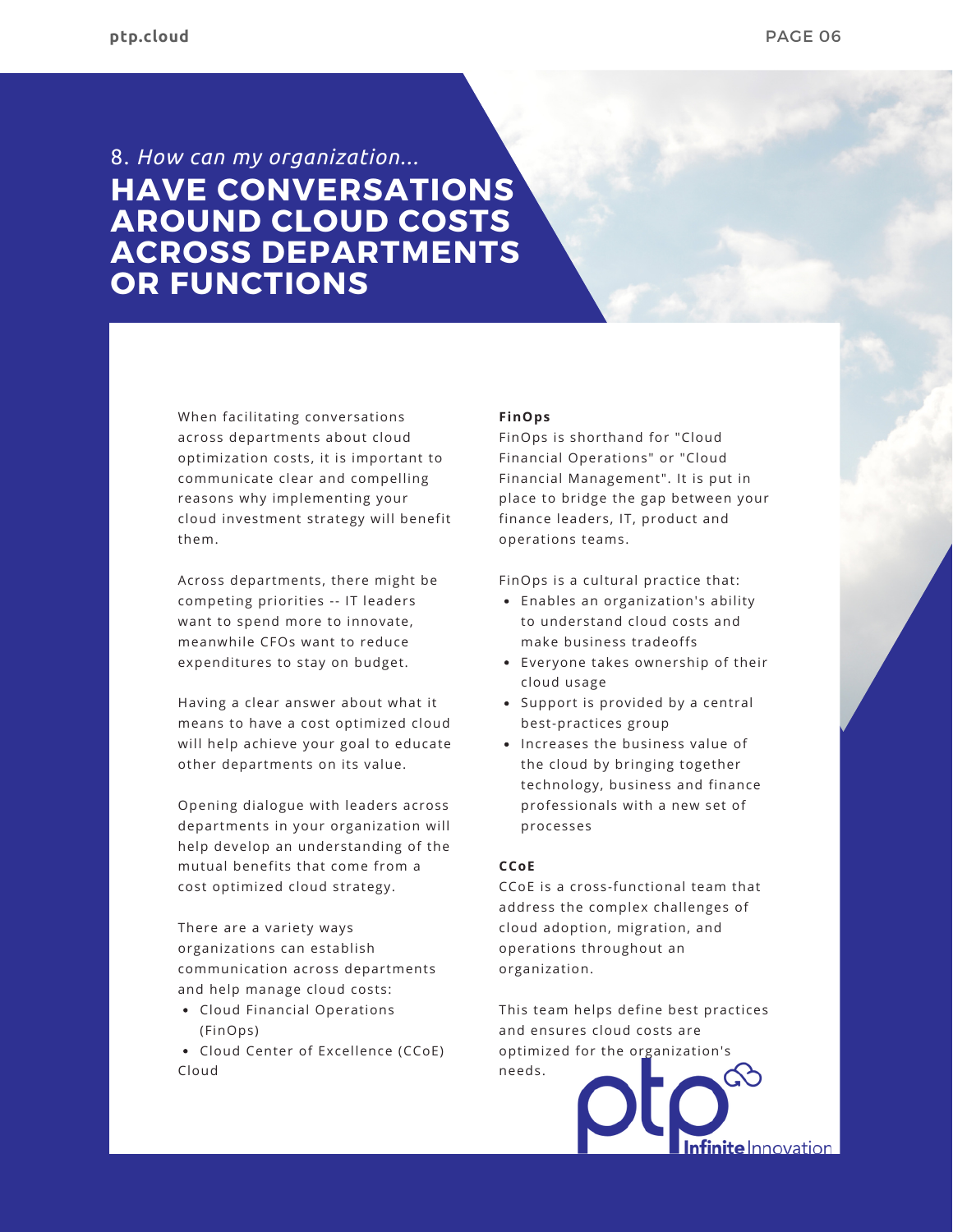8. *How can my organization...*

# HAVE CONVERSATIONS AROUND CLOUD COSTS ACROSS DEPARTMENTS OR FUNCTIONS

When facilitating conversations across departments about cloud optimization costs, it is important to communicate clear and compelling reasons why implementing your cloud investment strategy will benefit them.

Across departments, there might be competing priorities -- IT leaders want to spend more to innovate, meanwhile CFOs want to reduce expenditures to stay on budget.

Having a clear answer about what it means to have a cost optimized cloud will help achieve your goal to educate other departments on its value.

Opening dialogue with leaders across departments in your organization will help develop an understanding of the mutual benefits that come from a cost optimized cloud strategy.

There are a variety ways organizations can establish communication across departments and help manage cloud costs:

- Cloud Financial Operations (FinOps)
- Cloud Center of Excellence (CCoE) Cloud

**FinOps**

FinOps is shorthand for "Cloud Financial Operations" or "Cloud Financial Management". It is put in place to bridge the gap between your finance leaders, IT, product and operations teams.

FinOps is a cultural practice that:

- Enables an organization's ability to understand cloud costs and make business tradeoffs
- Everyone takes ownership of their cloud usage
- Support is provided by a central best-practices group
- Increases the business value of the cloud by bringing together technology, business and finance professionals with a new set of processes

**CCoE**

CCoE is a cross-functional team that address the complex challenges of cloud adoption, migration, and operations throughout an organization.

This team helps define best practices and ensures cloud costs are optimized for the organization's needs.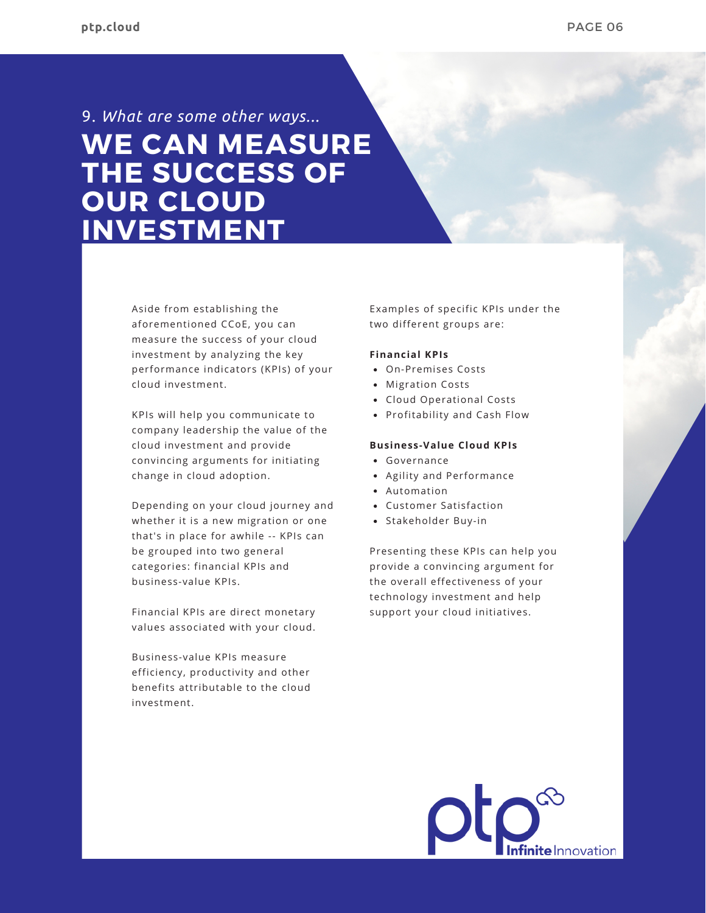9. *What are some other ways...*

# WE CAN MEASURE THE SUCCESS OF OUR CLOUD INVESTMENT

Aside from establishing the aforementioned CCoE, you can measure the success of your cloud investment by analyzing the key performance indicators (KPIs) of your cloud investment.

KPIs will help you communicate to company leadership the value of the cloud investment and provide convincing arguments for initiating change in cloud adoption.

Depending on your cloud journey and whether it is a new migration or one that's in place for awhile -- KPIs can be grouped into two general categories: financial KPIs and business-value KPIs.

Financial KPIs are direct monetary values associated with your cloud.

Business-value KPIs measure efficiency, productivity and other benefits attributable to the cloud investment.

Examples of specific KPIs under the two different groups are:

**Financial KPIs**

- On-Premises Costs
- Migration Costs
- Cloud Operational Costs
- Profitability and Cash Flow

**Business-Value Cloud KPIs**

- Governance
- Agility and Performance
- Automation
- Customer Satisfaction
- Stakeholder Buy-in

Presenting these KPIs can help you provide a convincing argument for the overall effectiveness of your technology investment and help support your cloud initiatives.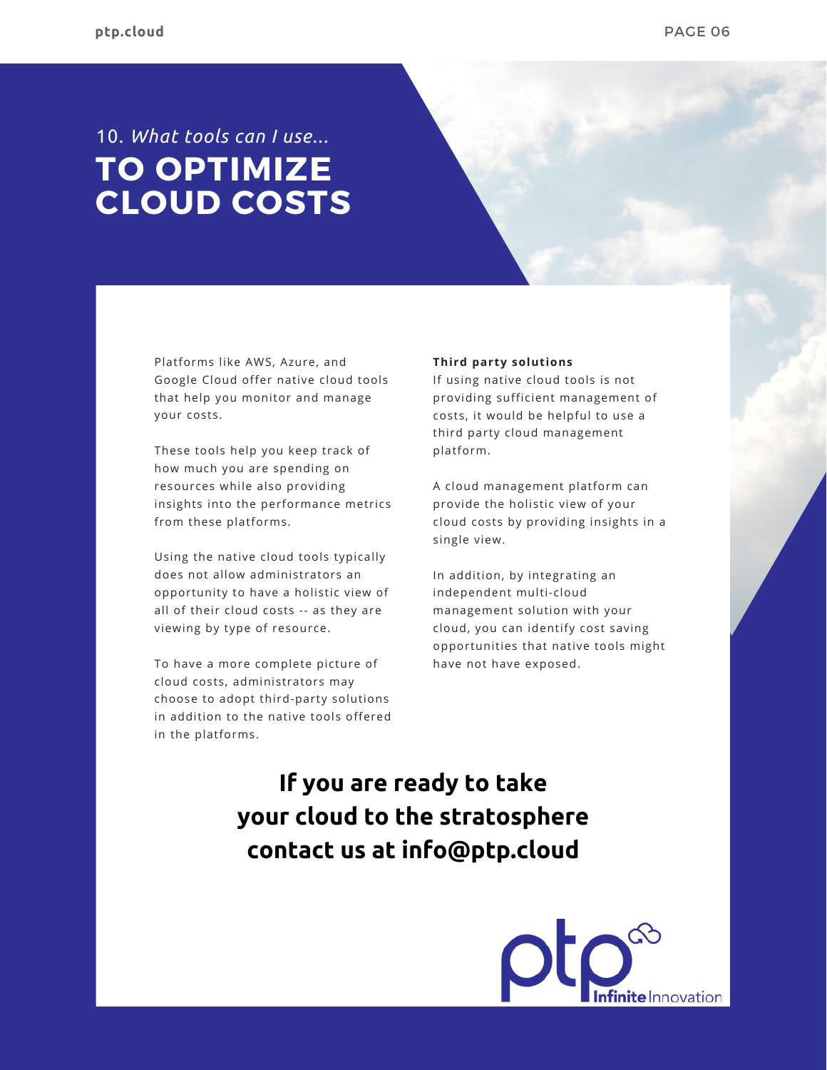10. *What tools can I use...*

# TO OPTIMIZE CLOUD COSTS

Platforms like AWS, Azure, and Google Cloud offer native cloud tools that help you monitor and manage your costs.

These tools help you keep track of how much you are spending on resources while also providing insights into the performance metrics from these platforms.

Using the native cloud tools typically does not allow administrators an opportunity to have a holistic view of all of their cloud costs -- as they are viewing by type of resource.

To have a more complete picture of cloud costs, administrators may choose to adopt third-party solutions in addition to the native tools offered in the platforms.

**Third party solutions**

If using native cloud tools is not providing sufficient management of costs, it would be helpful to use a third party cloud management platform.

A cloud management platform can provide the holistic view of your cloud costs by providing insights in a single view.

In addition, by integrating an independent multi-cloud management solution with your cloud, you can identify cost saving opportunities that native tools might have not have exposed.

**If you are ready to take your cloud to the stratosphere contact us at info@ptp.cloud**

ptp Infinite Innovation